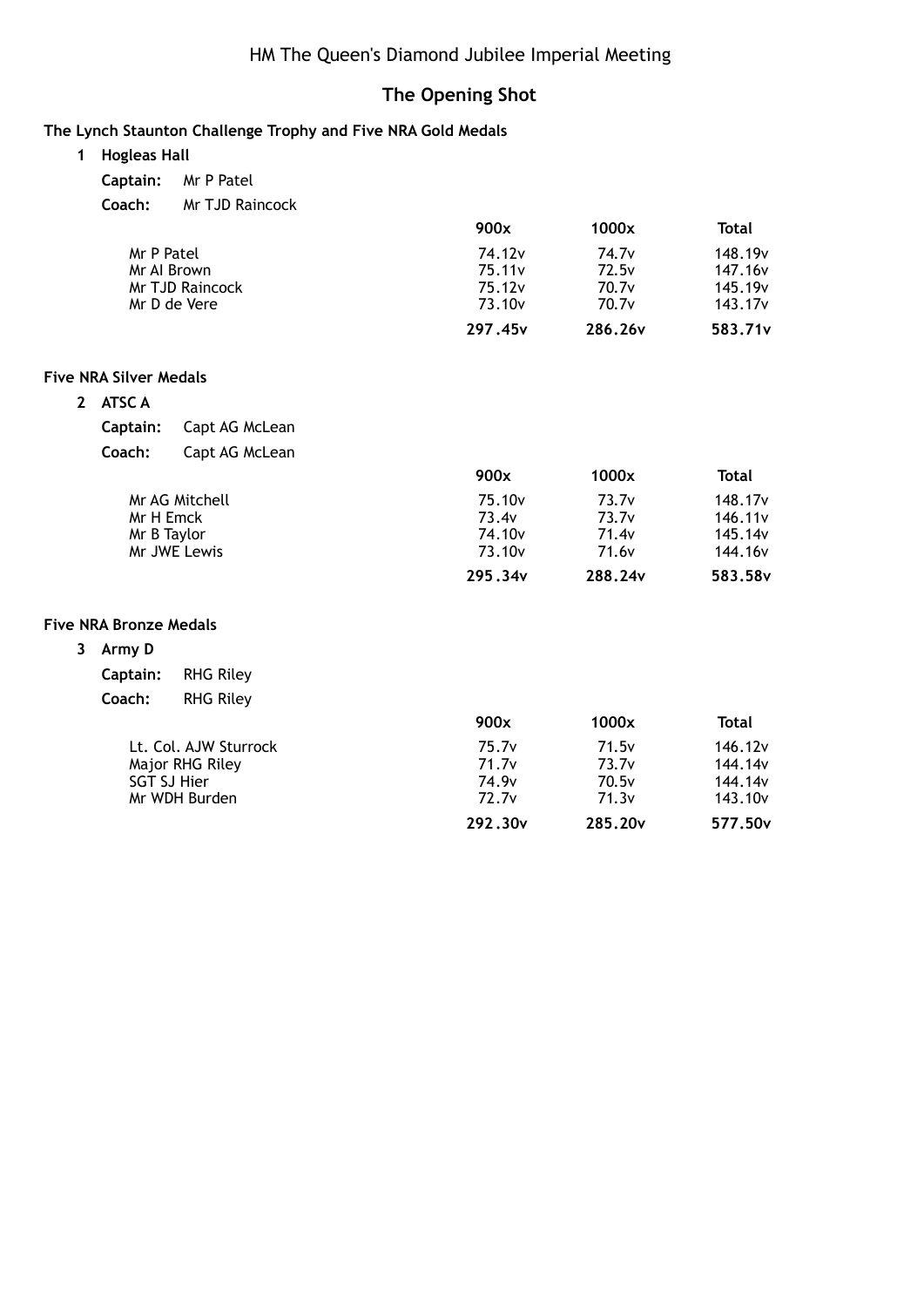# HM The Queen's Diamond Jubilee Imperial Meeting

## The Opening Shot

**The Lynch Staunton Challenge Trophy and Five NRA Gold Medals**

**1 Hogleas Hall**

**Captain:** Mr P Patel

**Coach:** Mr TJD Raincock

| | 900x | 1000x | Total |
|---|---|---|---|
| Mr P Patel | 74.12v | 74.7v | 148.19v |
| Mr AI Brown | 75.11v | 72.5v | 147.16v |
| Mr TJD Raincock | 75.12v | 70.7v | 145.19v |
| Mr D de Vere | 73.10v | 70.7v | 143.17v |
| | **297.45v** | **286.26v** | **583.71v** |

**Five NRA Silver Medals**

**2 ATSC A**

**Captain:** Capt AG McLean

**Coach:** Capt AG McLean

| | 900x | 1000x | Total |
|---|---|---|---|
| Mr AG Mitchell | 75.10v | 73.7v | 148.17v |
| Mr H Emck | 73.4v | 73.7v | 146.11v |
| Mr B Taylor | 74.10v | 71.4v | 145.14v |
| Mr JWE Lewis | 73.10v | 71.6v | 144.16v |
| | **295.34v** | **288.24v** | **583.58v** |

**Five NRA Bronze Medals**

**3 Army D**

**Captain:** RHG Riley

**Coach:** RHG Riley

| | 900x | 1000x | Total |
|---|---|---|---|
| Lt. Col. AJW Sturrock | 75.7v | 71.5v | 146.12v |
| Major RHG Riley | 71.7v | 73.7v | 144.14v |
| SGT SJ Hier | 74.9v | 70.5v | 144.14v |
| Mr WDH Burden | 72.7v | 71.3v | 143.10v |
| | **292.30v** | **285.20v** | **577.50v** |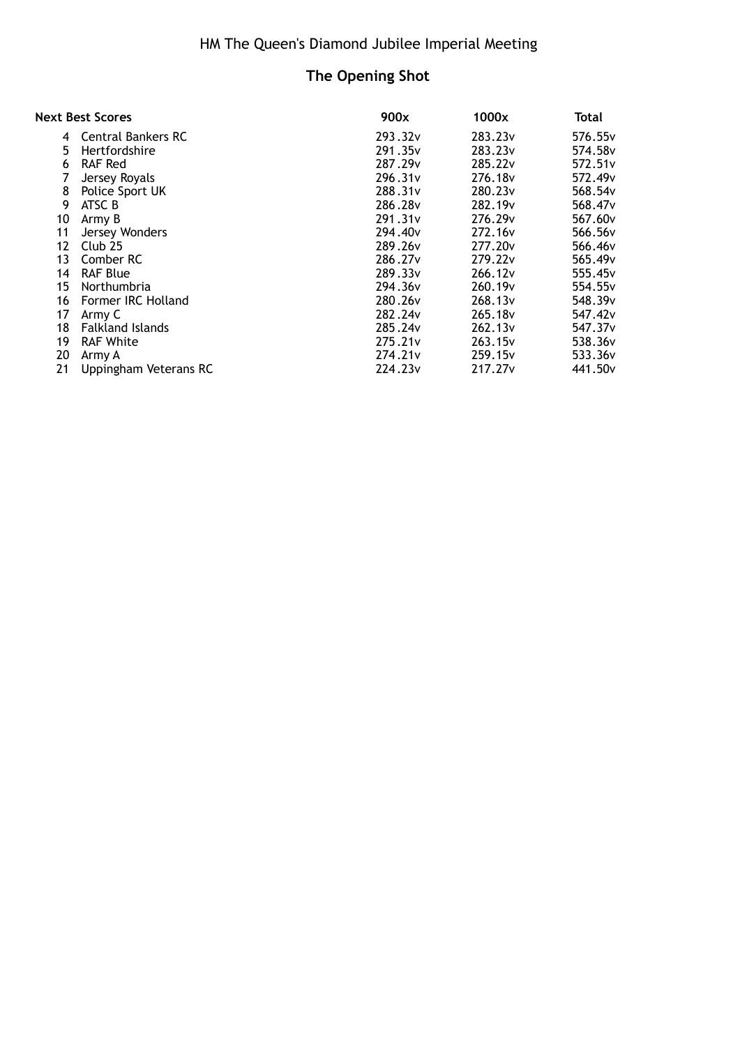HM The Queen's Diamond Jubilee Imperial Meeting

## The Opening Shot

| Next Best Scores | | 900x | 1000x | Total |
|---|---|---|---|---|
| 4 | Central Bankers RC | 293.32v | 283.23v | 576.55v |
| 5 | Hertfordshire | 291.35v | 283.23v | 574.58v |
| 6 | RAF Red | 287.29v | 285.22v | 572.51v |
| 7 | Jersey Royals | 296.31v | 276.18v | 572.49v |
| 8 | Police Sport UK | 288.31v | 280.23v | 568.54v |
| 9 | ATSC B | 286.28v | 282.19v | 568.47v |
| 10 | Army B | 291.31v | 276.29v | 567.60v |
| 11 | Jersey Wonders | 294.40v | 272.16v | 566.56v |
| 12 | Club 25 | 289.26v | 277.20v | 566.46v |
| 13 | Comber RC | 286.27v | 279.22v | 565.49v |
| 14 | RAF Blue | 289.33v | 266.12v | 555.45v |
| 15 | Northumbria | 294.36v | 260.19v | 554.55v |
| 16 | Former IRC Holland | 280.26v | 268.13v | 548.39v |
| 17 | Army C | 282.24v | 265.18v | 547.42v |
| 18 | Falkland Islands | 285.24v | 262.13v | 547.37v |
| 19 | RAF White | 275.21v | 263.15v | 538.36v |
| 20 | Army A | 274.21v | 259.15v | 533.36v |
| 21 | Uppingham Veterans RC | 224.23v | 217.27v | 441.50v |